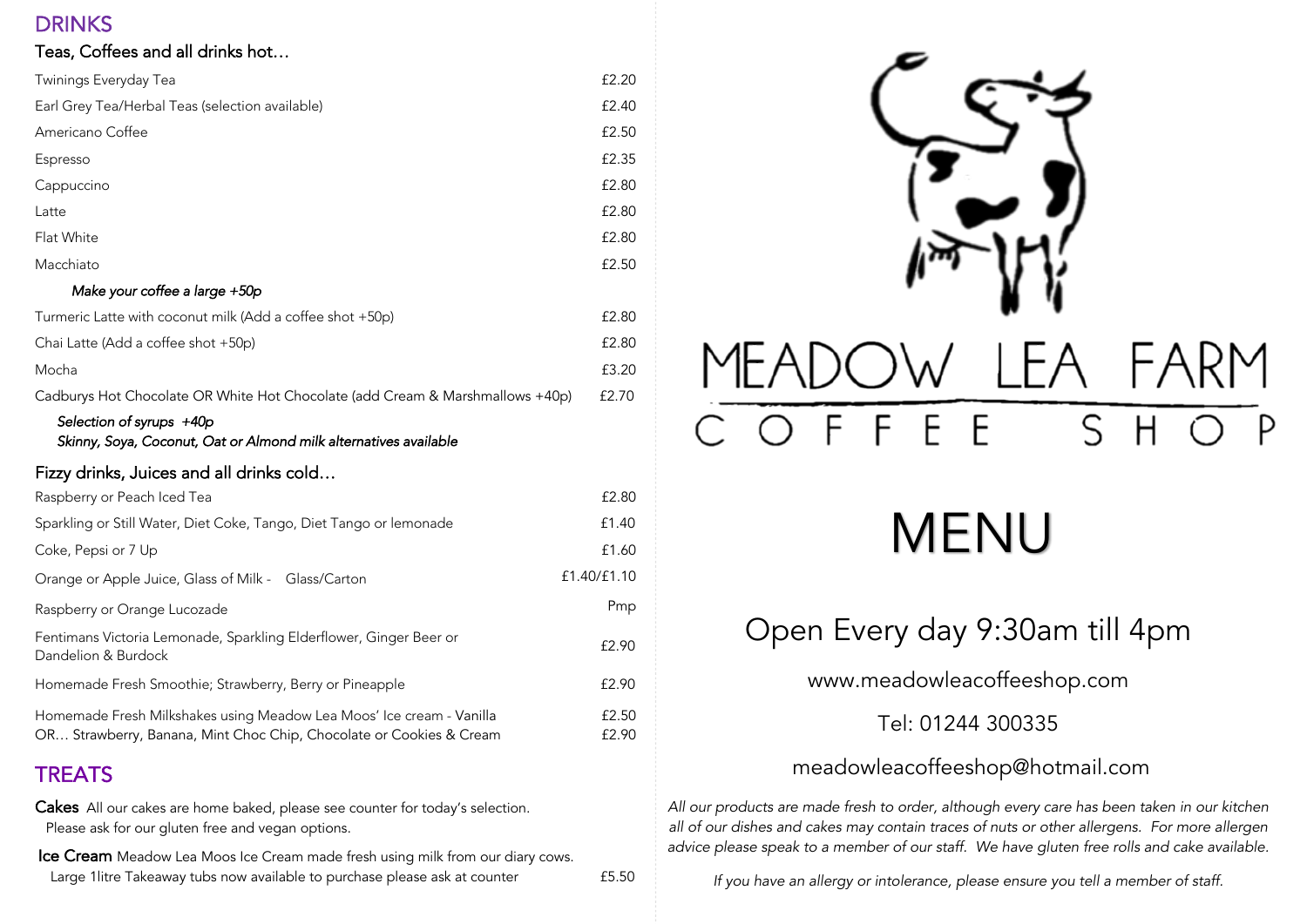# DRINKS

## Teas, Coffees and all drinks hot…

| Item | Price |
| --- | --- |
| Twinings Everyday Tea | £2.20 |
| Earl Grey Tea/Herbal Teas (selection available) | £2.40 |
| Americano Coffee | £2.50 |
| Espresso | £2.35 |
| Cappuccino | £2.80 |
| Latte | £2.80 |
| Flat White | £2.80 |
| Macchiato | £2.50 |
| *Make your coffee a large +50p* | |
| Turmeric Latte with coconut milk (Add a coffee shot +50p) | £2.80 |
| Chai Latte (Add a coffee shot +50p) | £2.80 |
| Mocha | £3.20 |
| Cadburys Hot Chocolate OR White Hot Chocolate (add Cream & Marshmallows +40p) | £2.70 |

*Selection of syrups +40p*
*Skinny, Soya, Coconut, Oat or Almond milk alternatives available*

## Fizzy drinks, Juices and all drinks cold…

| Item | Price |
| --- | --- |
| Raspberry or Peach Iced Tea | £2.80 |
| Sparkling or Still Water, Diet Coke, Tango, Diet Tango or lemonade | £1.40 |
| Coke, Pepsi or 7 Up | £1.60 |
| Orange or Apple Juice, Glass of Milk - Glass/Carton | £1.40/£1.10 |
| Raspberry or Orange Lucozade | Pmp |
| Fentimans Victoria Lemonade, Sparkling Elderflower, Ginger Beer or Dandelion & Burdock | £2.90 |
| Homemade Fresh Smoothie; Strawberry, Berry or Pineapple | £2.90 |
| Homemade Fresh Milkshakes using Meadow Lea Moos' Ice cream - Vanilla | £2.50 |
| OR… Strawberry, Banana, Mint Choc Chip, Chocolate or Cookies & Cream | £2.90 |

# TREATS

**Cakes** All our cakes are home baked, please see counter for today's selection. Please ask for our gluten free and vegan options.

**Ice Cream** Meadow Lea Moos Ice Cream made fresh using milk from our diary cows. Large 1litre Takeaway tubs now available to purchase please ask at counter £5.50

# MEADOW LEA FARM
## COFFEE SHOP

# MENU

## Open Every day 9:30am till 4pm

www.meadowleacoffeeshop.com

Tel: 01244 300335

meadowleacoffeeshop@hotmail.com

*All our products are made fresh to order, although every care has been taken in our kitchen all of our dishes and cakes may contain traces of nuts or other allergens. For more allergen advice please speak to a member of our staff. We have gluten free rolls and cake available.*

*If you have an allergy or intolerance, please ensure you tell a member of staff.*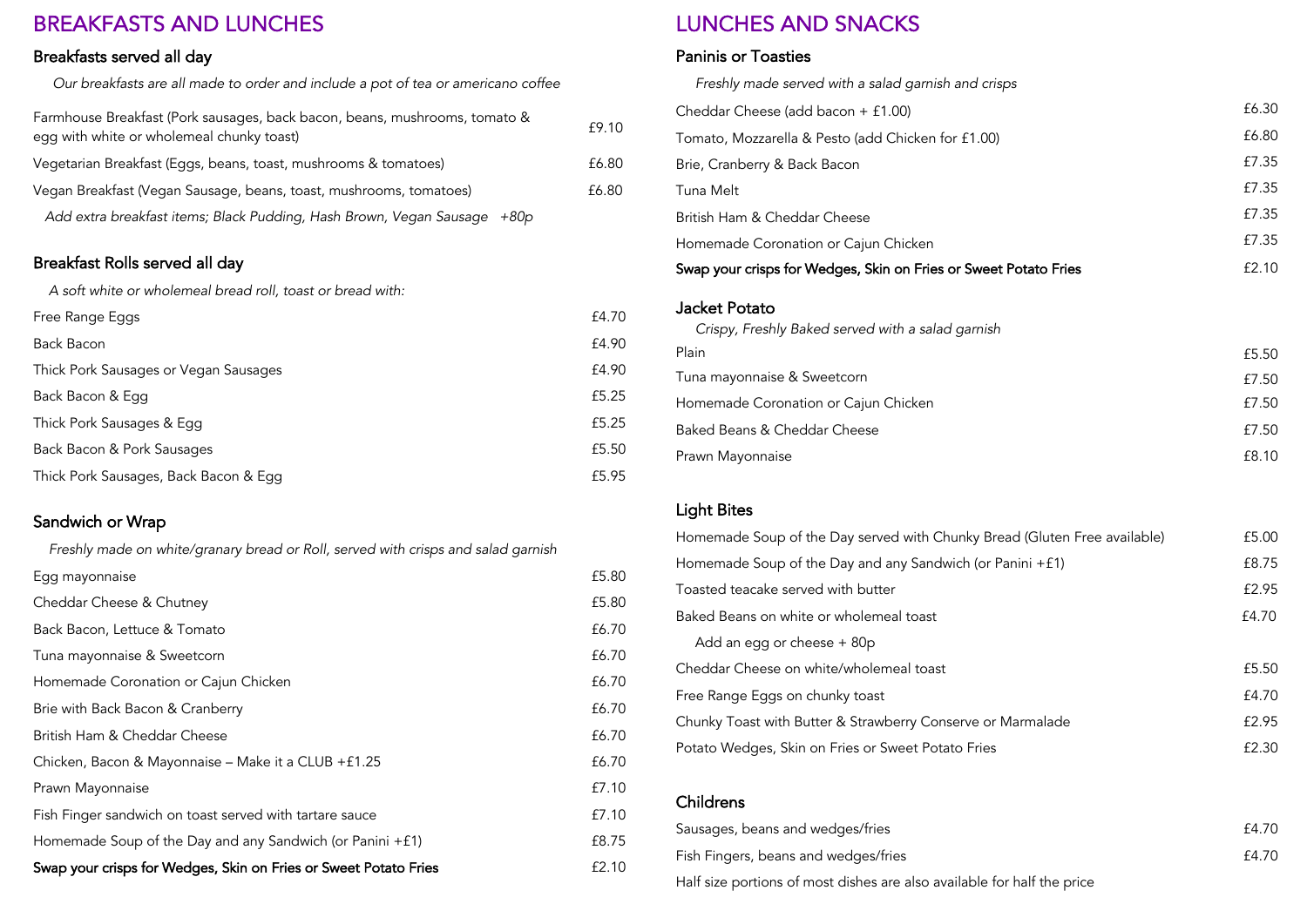# BREAKFASTS AND LUNCHES

## Breakfasts served all day

*Our breakfasts are all made to order and include a pot of tea or americano coffee*

| | |
|---|---|
| Farmhouse Breakfast (Pork sausages, back bacon, beans, mushrooms, tomato & egg with white or wholemeal chunky toast) | £9.10 |
| Vegetarian Breakfast (Eggs, beans, toast, mushrooms & tomatoes) | £6.80 |
| Vegan Breakfast (Vegan Sausage, beans, toast, mushrooms, tomatoes) | £6.80 |

*Add extra breakfast items; Black Pudding, Hash Brown, Vegan Sausage +80p*

## Breakfast Rolls served all day

*A soft white or wholemeal bread roll, toast or bread with:*

| | |
|---|---|
| Free Range Eggs | £4.70 |
| Back Bacon | £4.90 |
| Thick Pork Sausages or Vegan Sausages | £4.90 |
| Back Bacon & Egg | £5.25 |
| Thick Pork Sausages & Egg | £5.25 |
| Back Bacon & Pork Sausages | £5.50 |
| Thick Pork Sausages, Back Bacon & Egg | £5.95 |

## Sandwich or Wrap

*Freshly made on white/granary bread or Roll, served with crisps and salad garnish*

| | |
|---|---|
| Egg mayonnaise | £5.80 |
| Cheddar Cheese & Chutney | £5.80 |
| Back Bacon, Lettuce & Tomato | £6.70 |
| Tuna mayonnaise & Sweetcorn | £6.70 |
| Homemade Coronation or Cajun Chicken | £6.70 |
| Brie with Back Bacon & Cranberry | £6.70 |
| British Ham & Cheddar Cheese | £6.70 |
| Chicken, Bacon & Mayonnaise – Make it a CLUB +£1.25 | £6.70 |
| Prawn Mayonnaise | £7.10 |
| Fish Finger sandwich on toast served with tartare sauce | £7.10 |
| Homemade Soup of the Day and any Sandwich (or Panini +£1) | £8.75 |
| **Swap your crisps for Wedges, Skin on Fries or Sweet Potato Fries** | £2.10 |

# LUNCHES AND SNACKS

## Paninis or Toasties

*Freshly made served with a salad garnish and crisps*

| | |
|---|---|
| Cheddar Cheese (add bacon + £1.00) | £6.30 |
| Tomato, Mozzarella & Pesto (add Chicken for £1.00) | £6.80 |
| Brie, Cranberry & Back Bacon | £7.35 |
| Tuna Melt | £7.35 |
| British Ham & Cheddar Cheese | £7.35 |
| Homemade Coronation or Cajun Chicken | £7.35 |
| **Swap your crisps for Wedges, Skin on Fries or Sweet Potato Fries** | £2.10 |

## Jacket Potato

*Crispy, Freshly Baked served with a salad garnish*

| | |
|---|---|
| Plain | £5.50 |
| Tuna mayonnaise & Sweetcorn | £7.50 |
| Homemade Coronation or Cajun Chicken | £7.50 |
| Baked Beans & Cheddar Cheese | £7.50 |
| Prawn Mayonnaise | £8.10 |

## Light Bites

| | |
|---|---|
| Homemade Soup of the Day served with Chunky Bread (Gluten Free available) | £5.00 |
| Homemade Soup of the Day and any Sandwich (or Panini +£1) | £8.75 |
| Toasted teacake served with butter | £2.95 |
| Baked Beans on white or wholemeal toast | £4.70 |
| Add an egg or cheese + 80p | |
| Cheddar Cheese on white/wholemeal toast | £5.50 |
| Free Range Eggs on chunky toast | £4.70 |
| Chunky Toast with Butter & Strawberry Conserve or Marmalade | £2.95 |
| Potato Wedges, Skin on Fries or Sweet Potato Fries | £2.30 |

## Childrens

| | |
|---|---|
| Sausages, beans and wedges/fries | £4.70 |
| Fish Fingers, beans and wedges/fries | £4.70 |

Half size portions of most dishes are also available for half the price